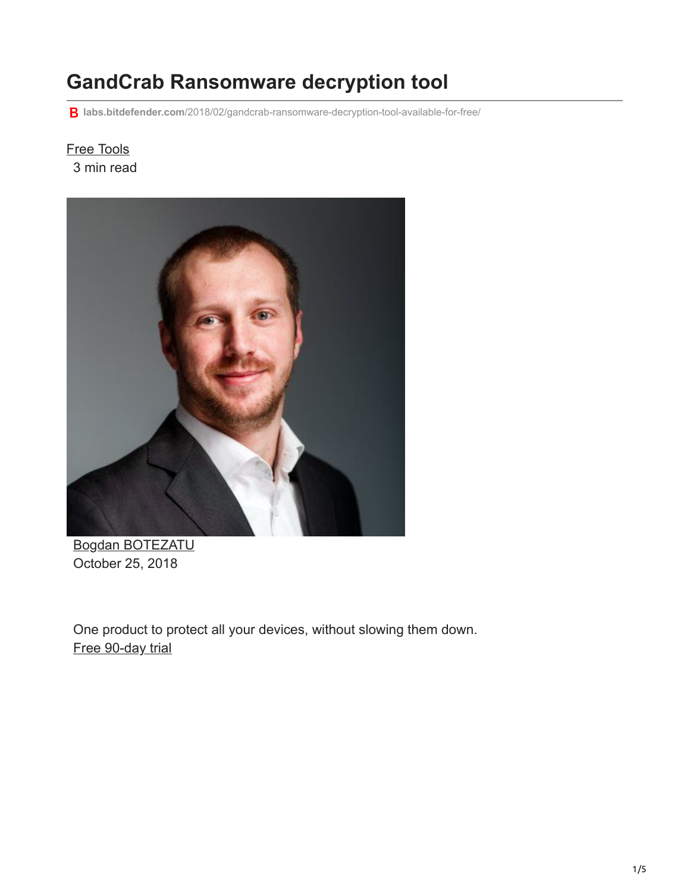# GandCrab Ransomware decryption tool

labs.bitdefender.com/2018/02/gandcrab-ransomware-decryption-tool-available-for-free/

Free Tools

3 min read

Bogdan BOTEZATU

October 25, 2018

One product to protect all your devices, without slowing them down.

Free 90-day trial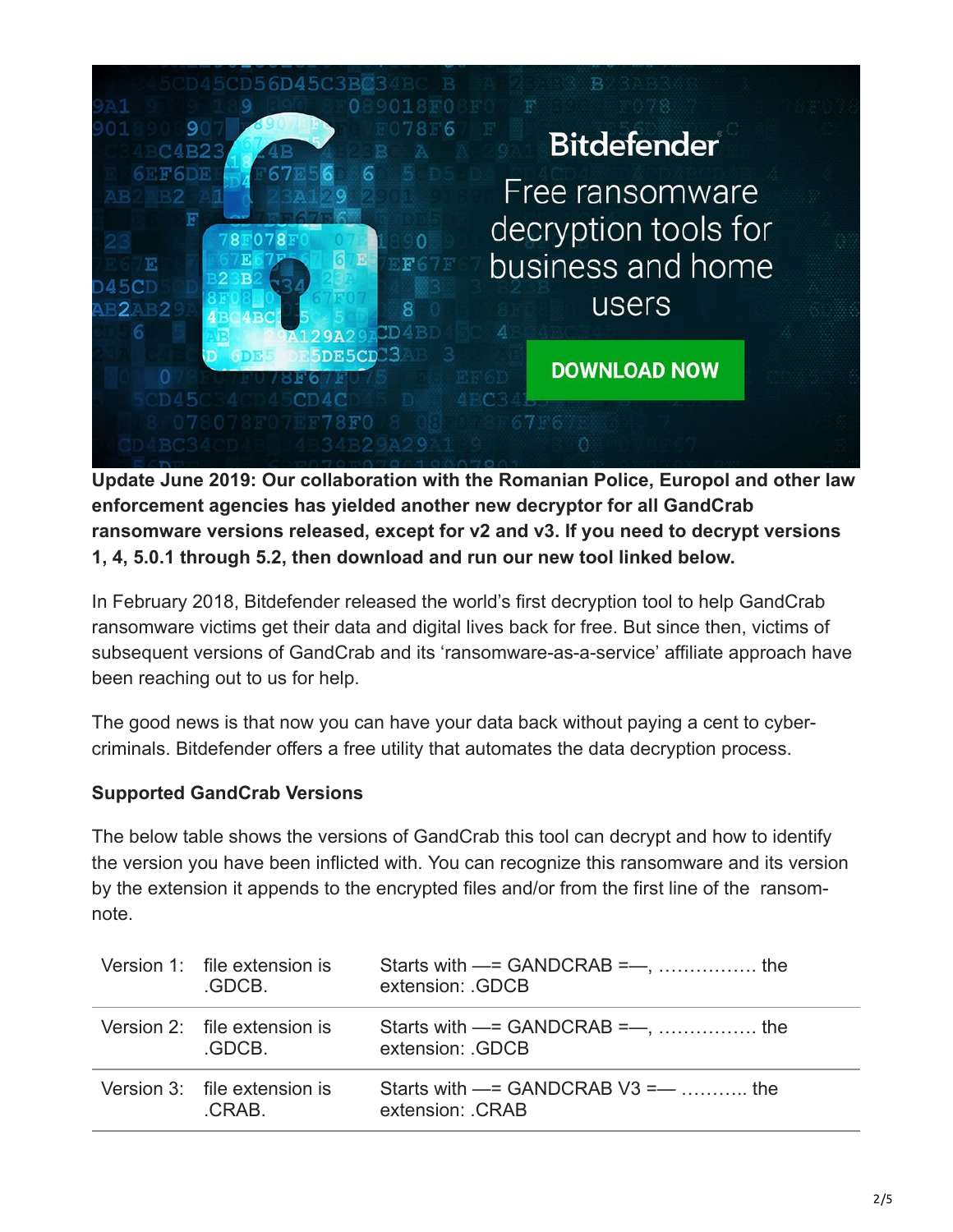Bitdefender

Free ransomware decryption tools for business and home users

DOWNLOAD NOW

**Update June 2019: Our collaboration with the Romanian Police, Europol and other law enforcement agencies has yielded another new decryptor for all GandCrab ransomware versions released, except for v2 and v3. If you need to decrypt versions 1, 4, 5.0.1 through 5.2, then download and run our new tool linked below.**

In February 2018, Bitdefender released the world's first decryption tool to help GandCrab ransomware victims get their data and digital lives back for free. But since then, victims of subsequent versions of GandCrab and its 'ransomware-as-a-service' affiliate approach have been reaching out to us for help.

The good news is that now you can have your data back without paying a cent to cyber-criminals. Bitdefender offers a free utility that automates the data decryption process.

**Supported GandCrab Versions**

The below table shows the versions of GandCrab this tool can decrypt and how to identify the version you have been inflicted with. You can recognize this ransomware and its version by the extension it appends to the encrypted files and/or from the first line of the ransom-note.

| | | |
|---|---|---|
| Version 1: | file extension is .GDCB. | Starts with —= GANDCRAB =—, ................ the extension: .GDCB |
| Version 2: | file extension is .GDCB. | Starts with —= GANDCRAB =—, ................ the extension: .GDCB |
| Version 3: | file extension is .CRAB. | Starts with —= GANDCRAB V3 =— ........... the extension: .CRAB |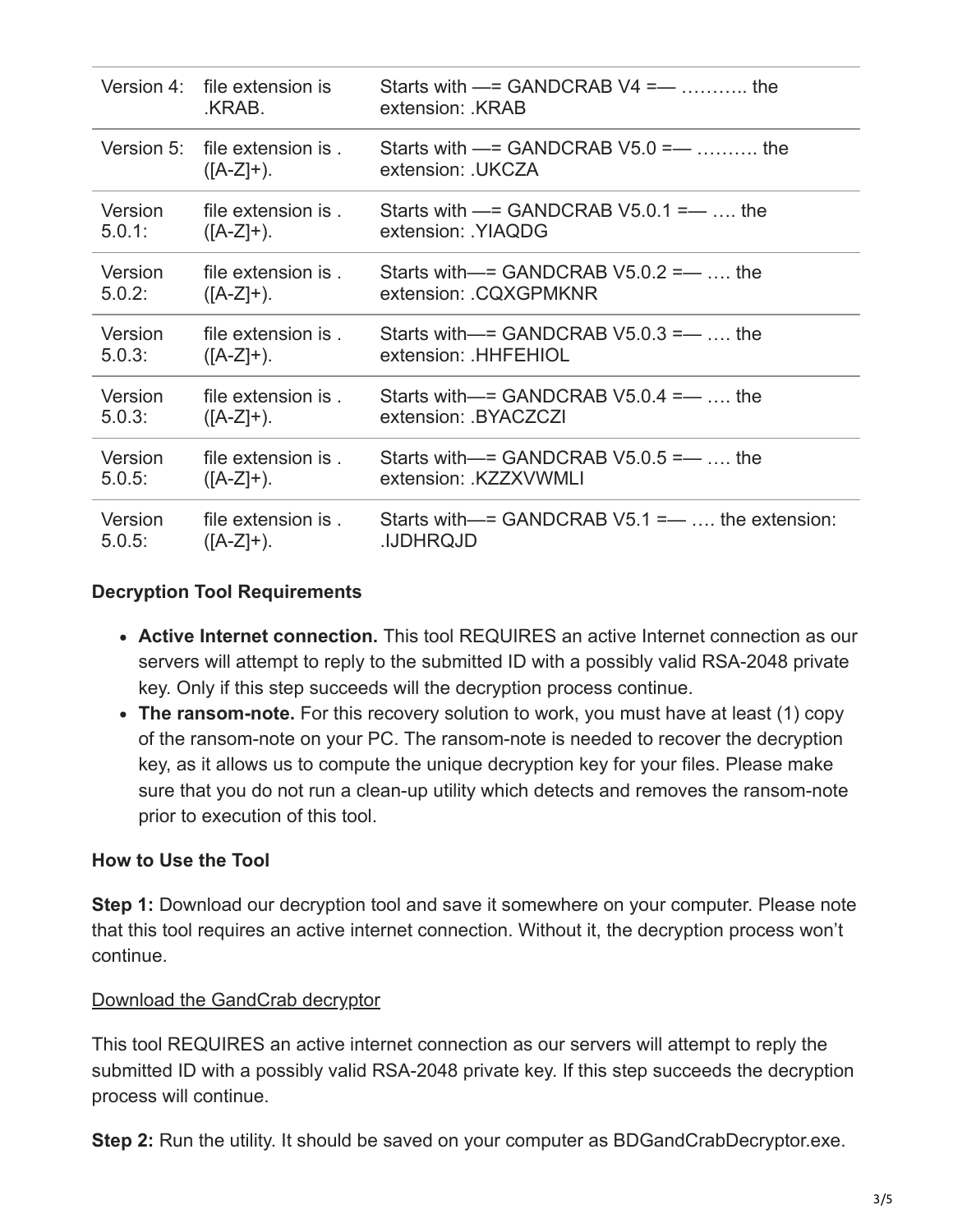| Version 4: | file extension is .KRAB. | Starts with —= GANDCRAB V4 =— ……….. the extension: .KRAB |
|---|---|---|
| Version 5: | file extension is . ([A-Z]+). | Starts with —= GANDCRAB V5.0 =— ………. the extension: .UKCZA |
| Version 5.0.1: | file extension is . ([A-Z]+). | Starts with —= GANDCRAB V5.0.1 =— …. the extension: .YIAQDG |
| Version 5.0.2: | file extension is . ([A-Z]+). | Starts with—= GANDCRAB V5.0.2 =— …. the extension: .CQXGPMKNR |
| Version 5.0.3: | file extension is . ([A-Z]+). | Starts with—= GANDCRAB V5.0.3 =— …. the extension: .HHFEHIOL |
| Version 5.0.3: | file extension is . ([A-Z]+). | Starts with—= GANDCRAB V5.0.4 =— …. the extension: .BYACZCZI |
| Version 5.0.5: | file extension is . ([A-Z]+). | Starts with—= GANDCRAB V5.0.5 =— …. the extension: .KZZXVWMLI |
| Version 5.0.5: | file extension is . ([A-Z]+). | Starts with—= GANDCRAB V5.1 =— …. the extension: .IJDHRQJD |

**Decryption Tool Requirements**

- **Active Internet connection.** This tool REQUIRES an active Internet connection as our servers will attempt to reply to the submitted ID with a possibly valid RSA-2048 private key. Only if this step succeeds will the decryption process continue.
- **The ransom-note.** For this recovery solution to work, you must have at least (1) copy of the ransom-note on your PC. The ransom-note is needed to recover the decryption key, as it allows us to compute the unique decryption key for your files. Please make sure that you do not run a clean-up utility which detects and removes the ransom-note prior to execution of this tool.

**How to Use the Tool**

**Step 1:** Download our decryption tool and save it somewhere on your computer. Please note that this tool requires an active internet connection. Without it, the decryption process won't continue.

Download the GandCrab decryptor

This tool REQUIRES an active internet connection as our servers will attempt to reply the submitted ID with a possibly valid RSA-2048 private key. If this step succeeds the decryption process will continue.

**Step 2:** Run the utility. It should be saved on your computer as BDGandCrabDecryptor.exe.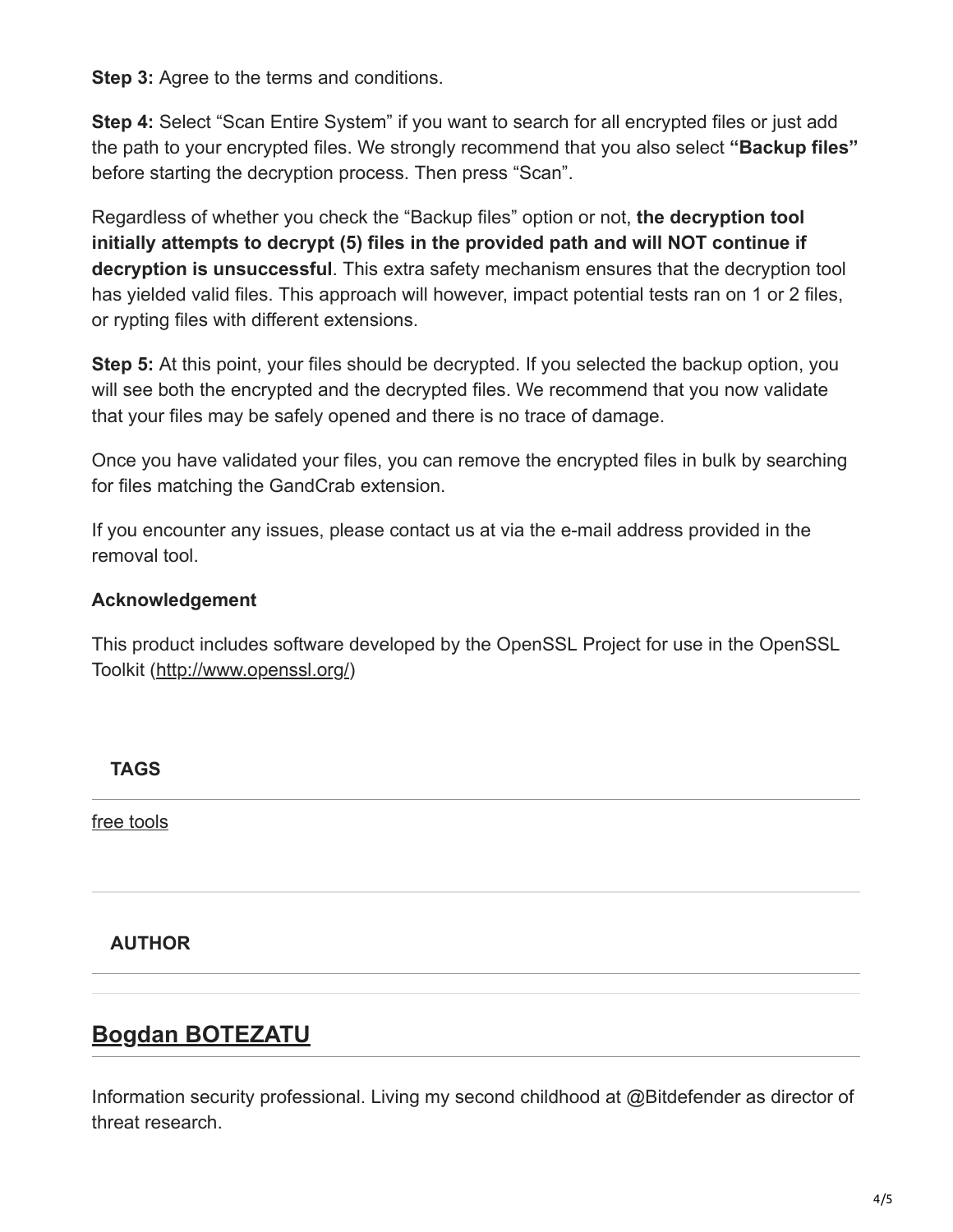**Step 3:** Agree to the terms and conditions.

**Step 4:** Select “Scan Entire System” if you want to search for all encrypted files or just add the path to your encrypted files. We strongly recommend that you also select **“Backup files”** before starting the decryption process. Then press “Scan”.

Regardless of whether you check the “Backup files” option or not, **the decryption tool initially attempts to decrypt (5) files in the provided path and will NOT continue if decryption is unsuccessful**. This extra safety mechanism ensures that the decryption tool has yielded valid files. This approach will however, impact potential tests ran on 1 or 2 files, or rypting files with different extensions.

**Step 5:** At this point, your files should be decrypted. If you selected the backup option, you will see both the encrypted and the decrypted files. We recommend that you now validate that your files may be safely opened and there is no trace of damage.

Once you have validated your files, you can remove the encrypted files in bulk by searching for files matching the GandCrab extension.

If you encounter any issues, please contact us at via the e-mail address provided in the removal tool.

**Acknowledgement**

This product includes software developed by the OpenSSL Project for use in the OpenSSL Toolkit (http://www.openssl.org/)

**TAGS**

free tools

**AUTHOR**

## Bogdan BOTEZATU

Information security professional. Living my second childhood at @Bitdefender as director of threat research.